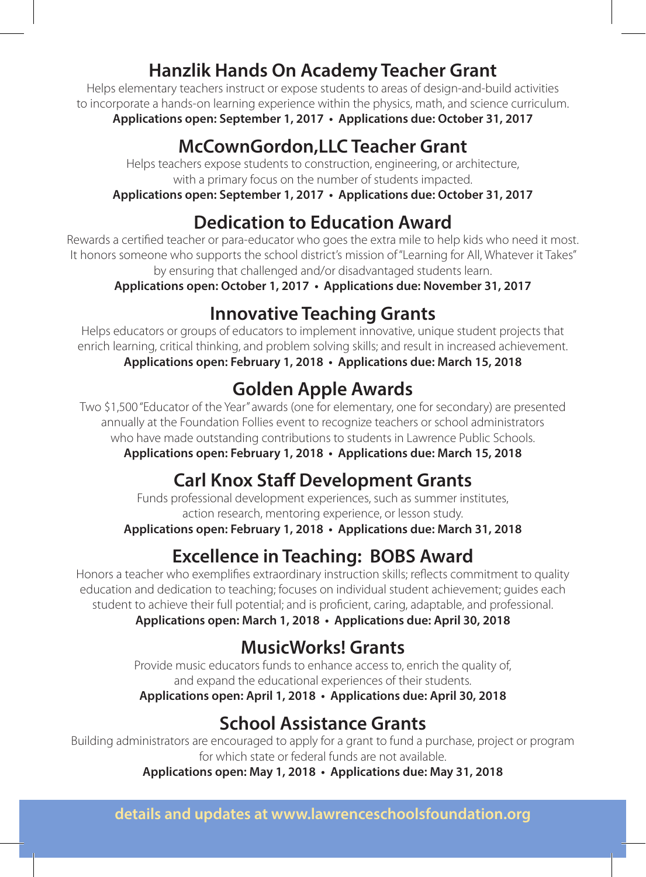## Hanzlik Hands On Academy Teacher Grant

Helps elementary teachers instruct or expose students to areas of design-and-build activities to incorporate a hands-on learning experience within the physics, math, and science curriculum.

**Applications open: September 1, 2017 • Applications due: October 31, 2017**

## McCownGordon,LLC Teacher Grant

Helps teachers expose students to construction, engineering, or architecture, with a primary focus on the number of students impacted.

**Applications open: September 1, 2017 • Applications due: October 31, 2017**

## Dedication to Education Award

Rewards a certified teacher or para-educator who goes the extra mile to help kids who need it most. It honors someone who supports the school district's mission of "Learning for All, Whatever it Takes" by ensuring that challenged and/or disadvantaged students learn.

**Applications open: October 1, 2017 • Applications due: November 31, 2017**

## Innovative Teaching Grants

Helps educators or groups of educators to implement innovative, unique student projects that enrich learning, critical thinking, and problem solving skills; and result in increased achievement.

**Applications open: February 1, 2018 • Applications due: March 15, 2018**

## Golden Apple Awards

Two $1,500 "Educator of the Year" awards (one for elementary, one for secondary) are presented annually at the Foundation Follies event to recognize teachers or school administrators who have made outstanding contributions to students in Lawrence Public Schools.

**Applications open: February 1, 2018 • Applications due: March 15, 2018**

## Carl Knox Staff Development Grants

Funds professional development experiences, such as summer institutes, action research, mentoring experience, or lesson study.

**Applications open: February 1, 2018 • Applications due: March 31, 2018**

## Excellence in Teaching: BOBS Award

Honors a teacher who exemplifies extraordinary instruction skills; reflects commitment to quality education and dedication to teaching; focuses on individual student achievement; guides each student to achieve their full potential; and is proficient, caring, adaptable, and professional.

**Applications open: March 1, 2018 • Applications due: April 30, 2018**

## MusicWorks! Grants

Provide music educators funds to enhance access to, enrich the quality of, and expand the educational experiences of their students.

**Applications open: April 1, 2018 • Applications due: April 30, 2018**

## School Assistance Grants

Building administrators are encouraged to apply for a grant to fund a purchase, project or program for which state or federal funds are not available.

**Applications open: May 1, 2018 • Applications due: May 31, 2018**

**details and updates at www.lawrenceschoolsfoundation.org**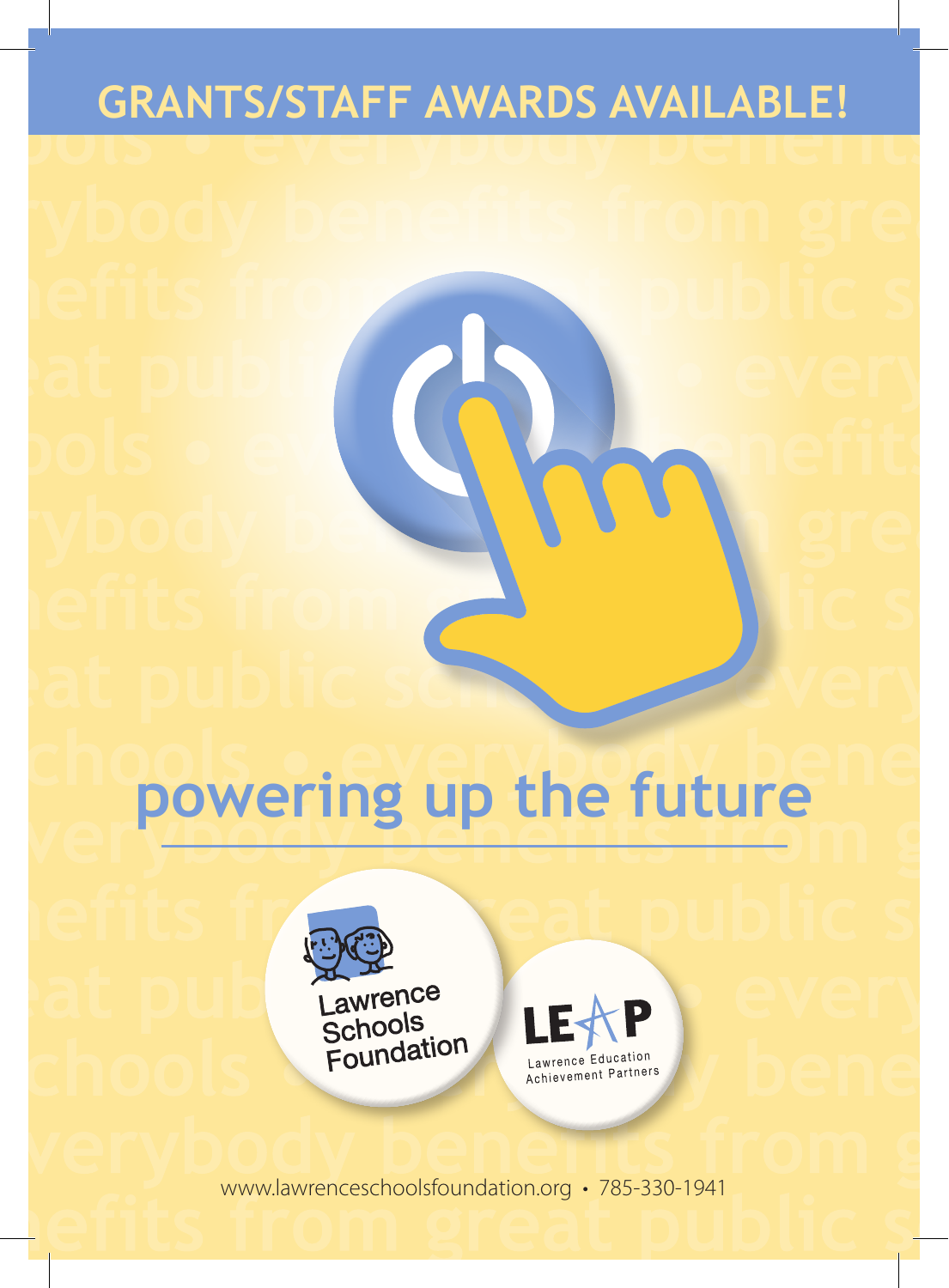# GRANTS/STAFF AWARDS AVAILABLE!

## powering up the future

Lawrence Schools Foundation

LEAP
Lawrence Education Achievement Partners

www.lawrenceschoolsfoundation.org • 785-330-1941